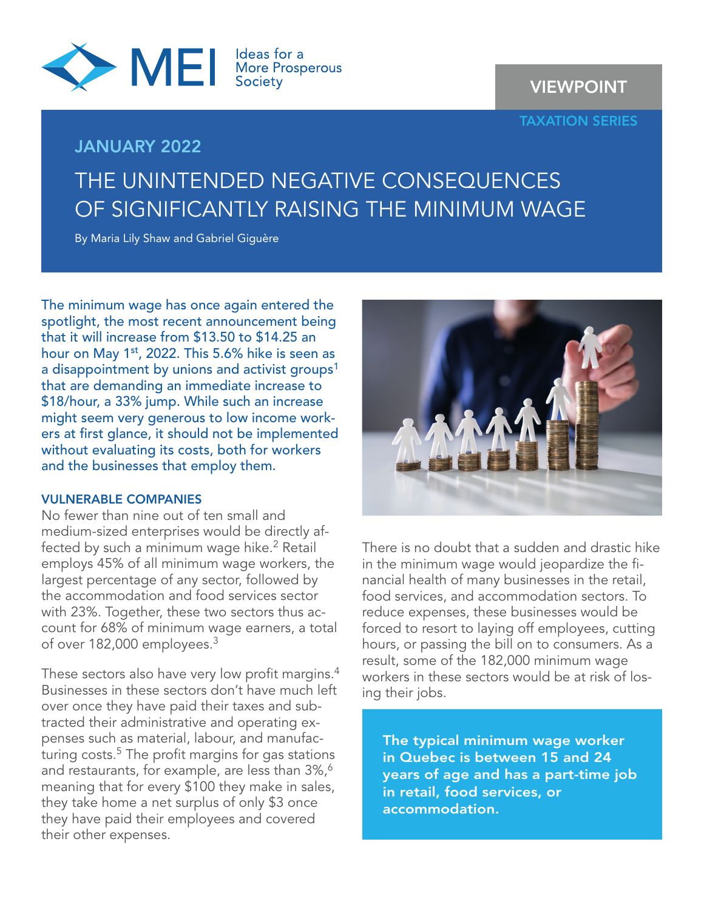MEI Ideas for a More Prosperous Society

VIEWPOINT

TAXATION SERIES

JANUARY 2022

# THE UNINTENDED NEGATIVE CONSEQUENCES OF SIGNIFICANTLY RAISING THE MINIMUM WAGE

By Maria Lily Shaw and Gabriel Giguère

The minimum wage has once again entered the spotlight, the most recent announcement being that it will increase from $13.50 to $14.25 an hour on May 1st, 2022. This 5.6% hike is seen as a disappointment by unions and activist groups[1] that are demanding an immediate increase to $18/hour, a 33% jump. While such an increase might seem very generous to low income workers at first glance, it should not be implemented without evaluating its costs, both for workers and the businesses that employ them.

## VULNERABLE COMPANIES

No fewer than nine out of ten small and medium-sized enterprises would be directly affected by such a minimum wage hike.[2] Retail employs 45% of all minimum wage workers, the largest percentage of any sector, followed by the accommodation and food services sector with 23%. Together, these two sectors thus account for 68% of minimum wage earners, a total of over 182,000 employees.[3]

These sectors also have very low profit margins.[4] Businesses in these sectors don't have much left over once they have paid their taxes and subtracted their administrative and operating expenses such as material, labour, and manufacturing costs.[5] The profit margins for gas stations and restaurants, for example, are less than 3%,[6] meaning that for every $100 they make in sales, they take home a net surplus of only $3 once they have paid their employees and covered their other expenses.

There is no doubt that a sudden and drastic hike in the minimum wage would jeopardize the financial health of many businesses in the retail, food services, and accommodation sectors. To reduce expenses, these businesses would be forced to resort to laying off employees, cutting hours, or passing the bill on to consumers. As a result, some of the 182,000 minimum wage workers in these sectors would be at risk of losing their jobs.

**The typical minimum wage worker in Quebec is between 15 and 24 years of age and has a part-time job in retail, food services, or accommodation.**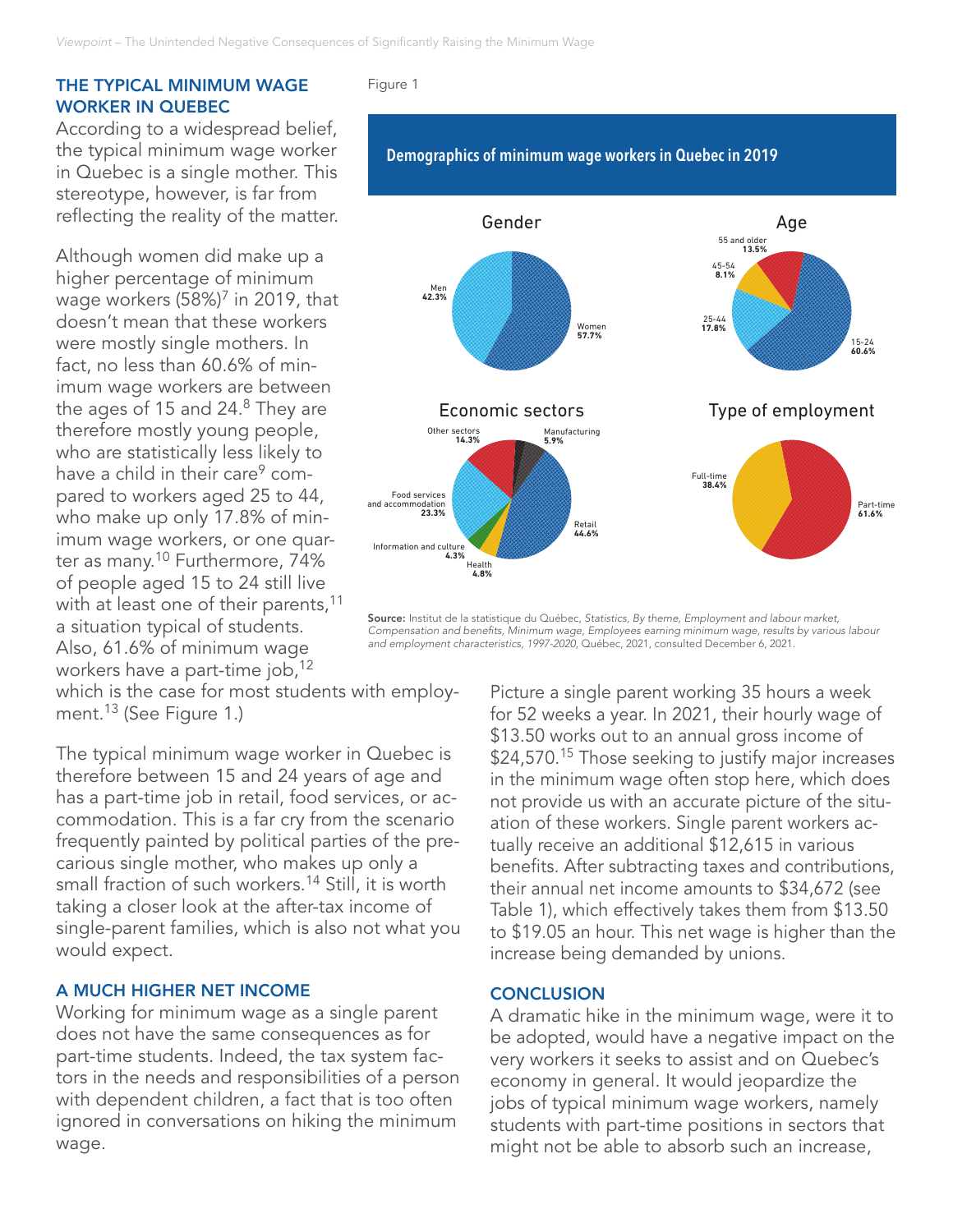## THE TYPICAL MINIMUM WAGE WORKER IN QUEBEC

According to a widespread belief, the typical minimum wage worker in Quebec is a single mother. This stereotype, however, is far from reflecting the reality of the matter.

Although women did make up a higher percentage of minimum wage workers (58%)[7] in 2019, that doesn't mean that these workers were mostly single mothers. In fact, no less than 60.6% of minimum wage workers are between the ages of 15 and 24.[8] They are therefore mostly young people, who are statistically less likely to have a child in their care[9] compared to workers aged 25 to 44, who make up only 17.8% of minimum wage workers, or one quarter as many.[10] Furthermore, 74% of people aged 15 to 24 still live with at least one of their parents,[11] a situation typical of students. Also, 61.6% of minimum wage workers have a part-time job,[12] which is the case for most students with employment.[13] (See Figure 1.)

Figure 1

**Demographics of minimum wage workers in Quebec in 2019**

Gender

| Category | Share |
|---|---|
| Men | 42.3% |
| Women | 57.7% |

Age

| Category | Share |
|---|---|
| 15-24 | 60.6% |
| 25-44 | 17.8% |
| 45-54 | 8.1% |
| 55 and older | 13.5% |

Economic sectors

| Category | Share |
|---|---|
| Retail | 44.6% |
| Food services and accommodation | 23.3% |
| Other sectors | 14.3% |
| Manufacturing | 5.9% |
| Health | 4.8% |
| Information and culture | 4.3% |

Type of employment

| Category | Share |
|---|---|
| Part-time | 61.6% |
| Full-time | 38.4% |

**Source:** Institut de la statistique du Québec, *Statistics, By theme, Employment and labour market, Compensation and benefits, Minimum wage, Employees earning minimum wage, results by various labour and employment characteristics, 1997-2020*, Québec, 2021, consulted December 6, 2021.

The typical minimum wage worker in Quebec is therefore between 15 and 24 years of age and has a part-time job in retail, food services, or accommodation. This is a far cry from the scenario frequently painted by political parties of the precarious single mother, who makes up only a small fraction of such workers.[14] Still, it is worth taking a closer look at the after-tax income of single-parent families, which is also not what you would expect.

## A MUCH HIGHER NET INCOME

Working for minimum wage as a single parent does not have the same consequences as for part-time students. Indeed, the tax system factors in the needs and responsibilities of a person with dependent children, a fact that is too often ignored in conversations on hiking the minimum wage.

Picture a single parent working 35 hours a week for 52 weeks a year. In 2021, their hourly wage of $13.50 works out to an annual gross income of $24,570.[15] Those seeking to justify major increases in the minimum wage often stop here, which does not provide us with an accurate picture of the situation of these workers. Single parent workers actually receive an additional $12,615 in various benefits. After subtracting taxes and contributions, their annual net income amounts to $34,672 (see Table 1), which effectively takes them from $13.50 to $19.05 an hour. This net wage is higher than the increase being demanded by unions.

## CONCLUSION

A dramatic hike in the minimum wage, were it to be adopted, would have a negative impact on the very workers it seeks to assist and on Quebec's economy in general. It would jeopardize the jobs of typical minimum wage workers, namely students with part-time positions in sectors that might not be able to absorb such an increase,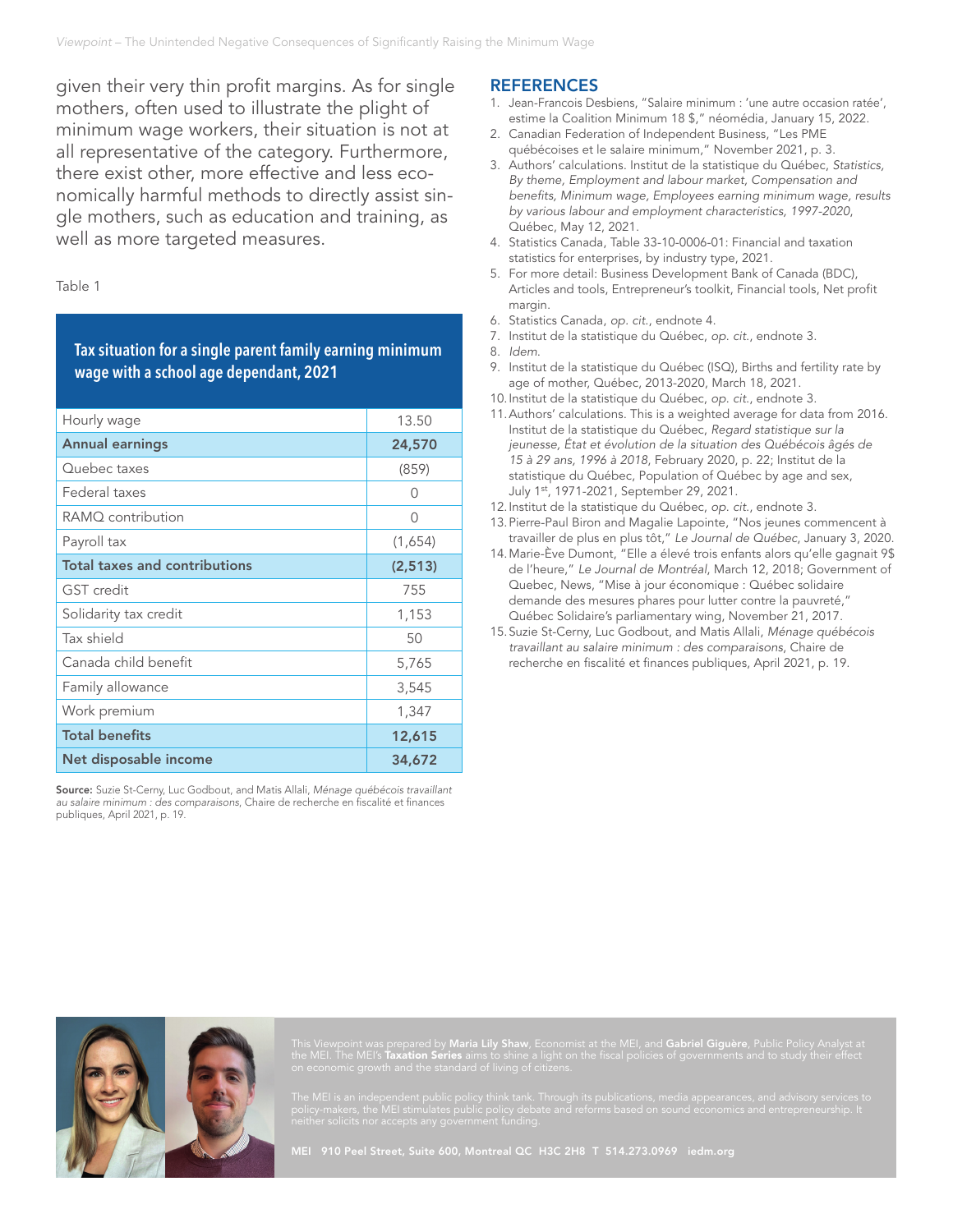given their very thin profit margins. As for single mothers, often used to illustrate the plight of minimum wage workers, their situation is not at all representative of the category. Furthermore, there exist other, more effective and less economically harmful methods to directly assist single mothers, such as education and training, as well as more targeted measures.

Table 1

**Tax situation for a single parent family earning minimum wage with a school age dependant, 2021**

| | |
|---|---|
| Hourly wage | 13.50 |
| **Annual earnings** | **24,570** |
| Quebec taxes | (859) |
| Federal taxes | 0 |
| RAMQ contribution | 0 |
| Payroll tax | (1,654) |
| **Total taxes and contributions** | **(2,513)** |
| GST credit | 755 |
| Solidarity tax credit | 1,153 |
| Tax shield | 50 |
| Canada child benefit | 5,765 |
| Family allowance | 3,545 |
| Work premium | 1,347 |
| **Total benefits** | **12,615** |
| **Net disposable income** | **34,672** |

**Source:** Suzie St-Cerny, Luc Godbout, and Matis Allali, *Ménage québécois travaillant au salaire minimum : des comparaisons*, Chaire de recherche en fiscalité et finances publiques, April 2021, p. 19.

## REFERENCES

1. Jean-Francois Desbiens, "Salaire minimum : 'une autre occasion ratée', estime la Coalition Minimum 18 $," néomédia, January 15, 2022.
2. Canadian Federation of Independent Business, "Les PME québécoises et le salaire minimum," November 2021, p. 3.
3. Authors' calculations. Institut de la statistique du Québec, *Statistics, By theme, Employment and labour market, Compensation and benefits, Minimum wage, Employees earning minimum wage, results by various labour and employment characteristics, 1997-2020*, Québec, May 12, 2021.
4. Statistics Canada, Table 33-10-0006-01: Financial and taxation statistics for enterprises, by industry type, 2021.
5. For more detail: Business Development Bank of Canada (BDC), Articles and tools, Entrepreneur's toolkit, Financial tools, Net profit margin.
6. Statistics Canada, *op. cit.*, endnote 4.
7. Institut de la statistique du Québec, *op. cit.*, endnote 3.
8. *Idem.*
9. Institut de la statistique du Québec (ISQ), Births and fertility rate by age of mother, Québec, 2013-2020, March 18, 2021.
10. Institut de la statistique du Québec, *op. cit.*, endnote 3.
11. Authors' calculations. This is a weighted average for data from 2016. Institut de la statistique du Québec, *Regard statistique sur la jeunesse, État et évolution de la situation des Québécois âgés de 15 à 29 ans, 1996 à 2018*, February 2020, p. 22; Institut de la statistique du Québec, Population of Québec by age and sex, July 1st, 1971-2021, September 29, 2021.
12. Institut de la statistique du Québec, *op. cit.*, endnote 3.
13. Pierre-Paul Biron and Magalie Lapointe, "Nos jeunes commencent à travailler de plus en plus tôt," *Le Journal de Québec*, January 3, 2020.
14. Marie-Ève Dumont, "Elle a élevé trois enfants alors qu'elle gagnait 9$ de l'heure," *Le Journal de Montréal*, March 12, 2018; Government of Quebec, News, "Mise à jour économique : Québec solidaire demande des mesures phares pour lutter contre la pauvreté," Québec Solidaire's parliamentary wing, November 21, 2017.
15. Suzie St-Cerny, Luc Godbout, and Matis Allali, *Ménage québécois travaillant au salaire minimum : des comparaisons*, Chaire de recherche en fiscalité et finances publiques, April 2021, p. 19.

This Viewpoint was prepared by **Maria Lily Shaw**, Economist at the MEI, and **Gabriel Giguère**, Public Policy Analyst at the MEI. The MEI's **Taxation Series** aims to shine a light on the fiscal policies of governments and to study their effect on economic growth and the standard of living of citizens.

The MEI is an independent public policy think tank. Through its publications, media appearances, and advisory services to policy-makers, the MEI stimulates public policy debate and reforms based on sound economics and entrepreneurship. It neither solicits nor accepts any government funding.

**MEI 910 Peel Street, Suite 600, Montreal QC H3C 2H8 T 514.273.0969 iedm.org**